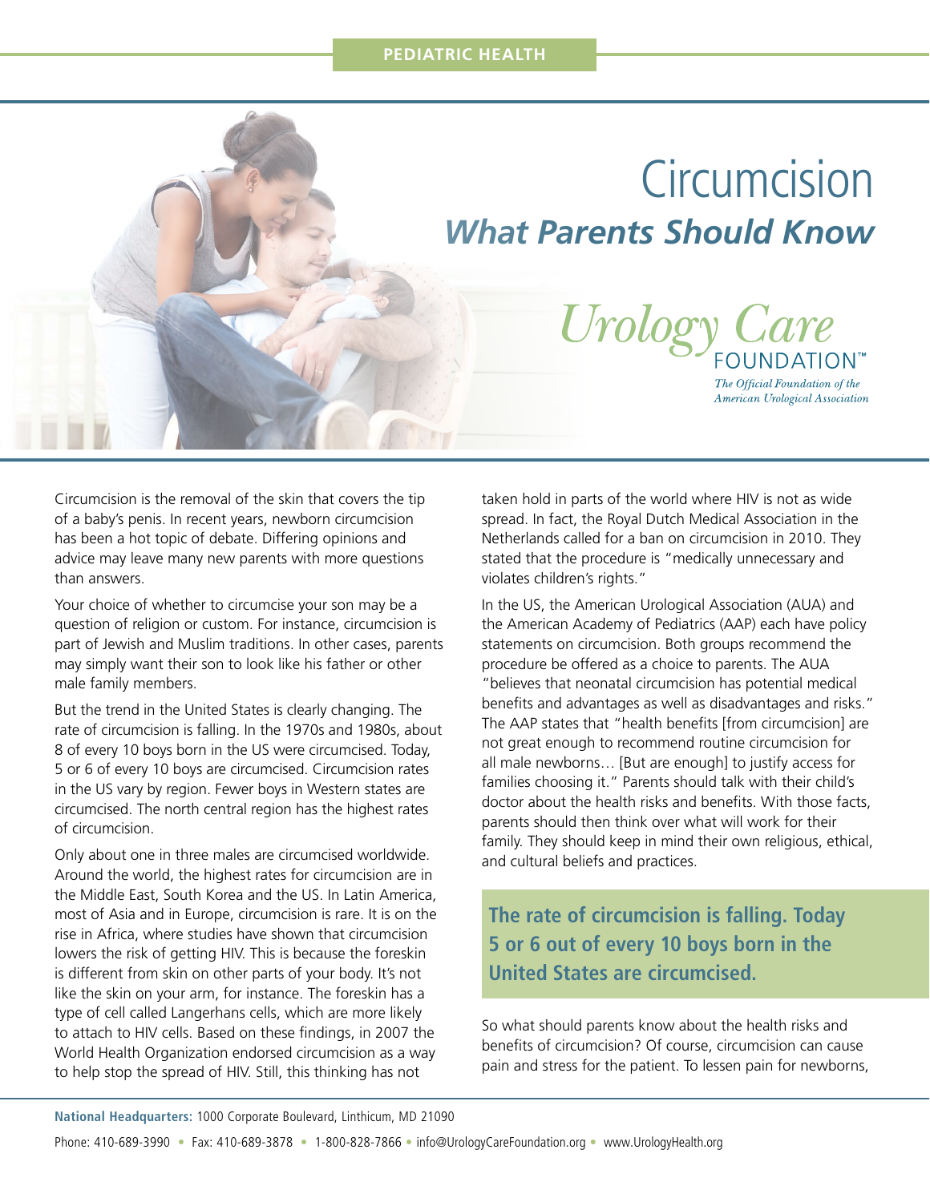PEDIATRIC HEALTH

# Circumcision

## *What Parents Should Know*

*Urology Care* FOUNDATION™

*The Official Foundation of the American Urological Association*

Circumcision is the removal of the skin that covers the tip of a baby's penis. In recent years, newborn circumcision has been a hot topic of debate. Differing opinions and advice may leave many new parents with more questions than answers.

Your choice of whether to circumcise your son may be a question of religion or custom. For instance, circumcision is part of Jewish and Muslim traditions. In other cases, parents may simply want their son to look like his father or other male family members.

But the trend in the United States is clearly changing. The rate of circumcision is falling. In the 1970s and 1980s, about 8 of every 10 boys born in the US were circumcised. Today, 5 or 6 of every 10 boys are circumcised. Circumcision rates in the US vary by region. Fewer boys in Western states are circumcised. The north central region has the highest rates of circumcision.

Only about one in three males are circumcised worldwide. Around the world, the highest rates for circumcision are in the Middle East, South Korea and the US. In Latin America, most of Asia and in Europe, circumcision is rare. It is on the rise in Africa, where studies have shown that circumcision lowers the risk of getting HIV. This is because the foreskin is different from skin on other parts of your body. It's not like the skin on your arm, for instance. The foreskin has a type of cell called Langerhans cells, which are more likely to attach to HIV cells. Based on these findings, in 2007 the World Health Organization endorsed circumcision as a way to help stop the spread of HIV. Still, this thinking has not taken hold in parts of the world where HIV is not as wide spread. In fact, the Royal Dutch Medical Association in the Netherlands called for a ban on circumcision in 2010. They stated that the procedure is "medically unnecessary and violates children's rights."

In the US, the American Urological Association (AUA) and the American Academy of Pediatrics (AAP) each have policy statements on circumcision. Both groups recommend the procedure be offered as a choice to parents. The AUA "believes that neonatal circumcision has potential medical benefits and advantages as well as disadvantages and risks." The AAP states that "health benefits [from circumcision] are not great enough to recommend routine circumcision for all male newborns… [But are enough] to justify access for families choosing it." Parents should talk with their child's doctor about the health risks and benefits. With those facts, parents should then think over what will work for their family. They should keep in mind their own religious, ethical, and cultural beliefs and practices.

**The rate of circumcision is falling. Today 5 or 6 out of every 10 boys born in the United States are circumcised.**

So what should parents know about the health risks and benefits of circumcision? Of course, circumcision can cause pain and stress for the patient. To lessen pain for newborns,

**National Headquarters:** 1000 Corporate Boulevard, Linthicum, MD 21090

Phone: 410-689-3990 • Fax: 410-689-3878 • 1-800-828-7866 • info@UrologyCareFoundation.org • www.UrologyHealth.org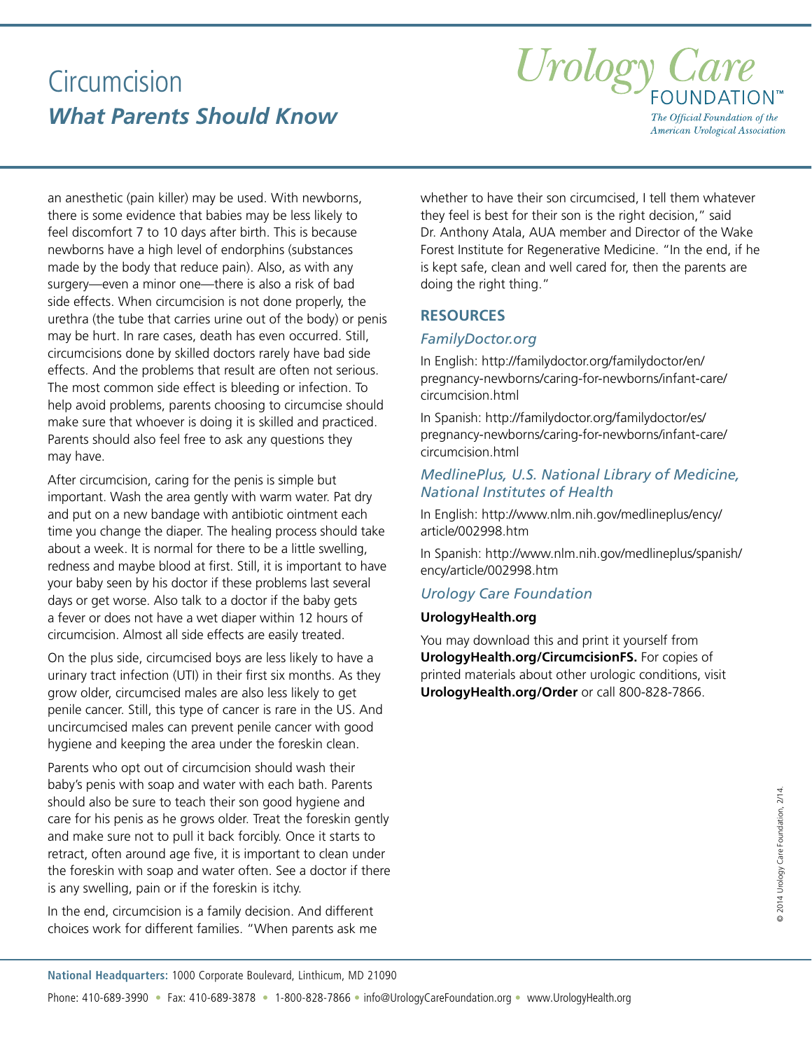an anesthetic (pain killer) may be used. With newborns, there is some evidence that babies may be less likely to feel discomfort 7 to 10 days after birth. This is because newborns have a high level of endorphins (substances made by the body that reduce pain). Also, as with any surgery—even a minor one—there is also a risk of bad side effects. When circumcision is not done properly, the urethra (the tube that carries urine out of the body) or penis may be hurt. In rare cases, death has even occurred. Still, circumcisions done by skilled doctors rarely have bad side effects. And the problems that result are often not serious. The most common side effect is bleeding or infection. To help avoid problems, parents choosing to circumcise should make sure that whoever is doing it is skilled and practiced. Parents should also feel free to ask any questions they may have.

After circumcision, caring for the penis is simple but important. Wash the area gently with warm water. Pat dry and put on a new bandage with antibiotic ointment each time you change the diaper. The healing process should take about a week. It is normal for there to be a little swelling, redness and maybe blood at first. Still, it is important to have your baby seen by his doctor if these problems last several days or get worse. Also talk to a doctor if the baby gets a fever or does not have a wet diaper within 12 hours of circumcision. Almost all side effects are easily treated.

On the plus side, circumcised boys are less likely to have a urinary tract infection (UTI) in their first six months. As they grow older, circumcised males are also less likely to get penile cancer. Still, this type of cancer is rare in the US. And uncircumcised males can prevent penile cancer with good hygiene and keeping the area under the foreskin clean.

Parents who opt out of circumcision should wash their baby's penis with soap and water with each bath. Parents should also be sure to teach their son good hygiene and care for his penis as he grows older. Treat the foreskin gently and make sure not to pull it back forcibly. Once it starts to retract, often around age five, it is important to clean under the foreskin with soap and water often. See a doctor if there is any swelling, pain or if the foreskin is itchy.

In the end, circumcision is a family decision. And different choices work for different families. "When parents ask me whether to have their son circumcised, I tell them whatever they feel is best for their son is the right decision," said Dr. Anthony Atala, AUA member and Director of the Wake Forest Institute for Regenerative Medicine. "In the end, if he is kept safe, clean and well cared for, then the parents are doing the right thing."

## RESOURCES

### *FamilyDoctor.org*

In English: http://familydoctor.org/familydoctor/en/pregnancy-newborns/caring-for-newborns/infant-care/circumcision.html

In Spanish: http://familydoctor.org/familydoctor/es/pregnancy-newborns/caring-for-newborns/infant-care/circumcision.html

### *MedlinePlus, U.S. National Library of Medicine, National Institutes of Health*

In English: http://www.nlm.nih.gov/medlineplus/ency/article/002998.htm

In Spanish: http://www.nlm.nih.gov/medlineplus/spanish/ency/article/002998.htm

### *Urology Care Foundation*

**UrologyHealth.org**

You may download this and print it yourself from **UrologyHealth.org/CircumcisionFS.** For copies of printed materials about other urologic conditions, visit **UrologyHealth.org/Order** or call 800-828-7866.

© 2014 Urology Care Foundation, 2/14.

**National Headquarters:** 1000 Corporate Boulevard, Linthicum, MD 21090

Phone: 410-689-3990 • Fax: 410-689-3878 • 1-800-828-7866 • info@UrologyCareFoundation.org • www.UrologyHealth.org